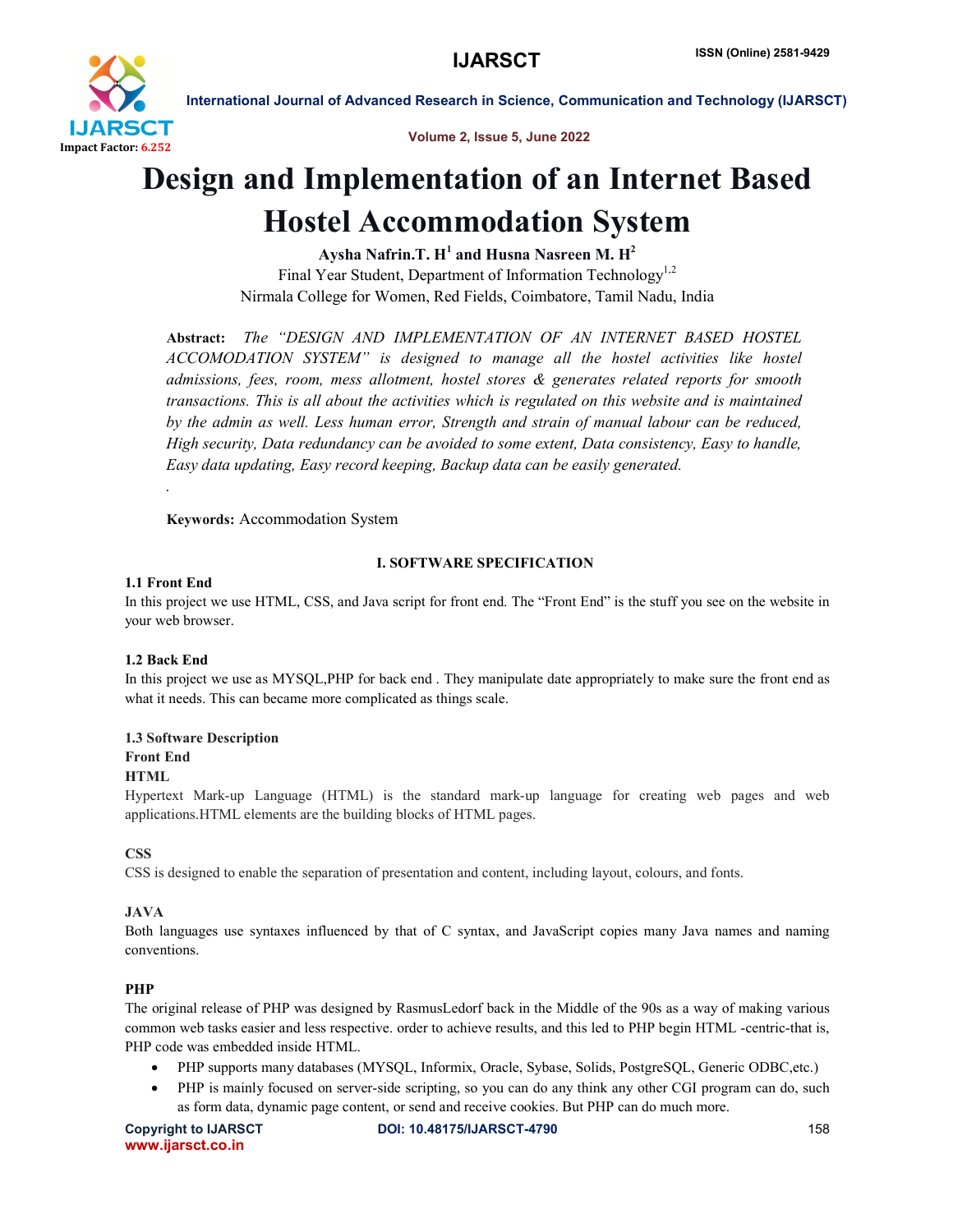# Design and Implementation of an Internet Based Hostel Accommodation System

**Aysha Nafrin.T. H[1] and Husna Nasreen M. H[2]**

Final Year Student, Department of Information Technology[1,2]

Nirmala College for Women, Red Fields, Coimbatore, Tamil Nadu, India

**Abstract:** *The "DESIGN AND IMPLEMENTATION OF AN INTERNET BASED HOSTEL ACCOMODATION SYSTEM" is designed to manage all the hostel activities like hostel admissions, fees, room, mess allotment, hostel stores & generates related reports for smooth transactions. This is all about the activities which is regulated on this website and is maintained by the admin as well. Less human error, Strength and strain of manual labour can be reduced, High security, Data redundancy can be avoided to some extent, Data consistency, Easy to handle, Easy data updating, Easy record keeping, Backup data can be easily generated.*

.

**Keywords:** Accommodation System

## I. SOFTWARE SPECIFICATION

### 1.1 Front End

In this project we use HTML, CSS, and Java script for front end. The "Front End" is the stuff you see on the website in your web browser.

### 1.2 Back End

In this project we use as MYSQL,PHP for back end . They manipulate date appropriately to make sure the front end as what it needs. This can became more complicated as things scale.

### 1.3 Software Description

**Front End**

**HTML**

Hypertext Mark-up Language (HTML) is the standard mark-up language for creating web pages and web applications.HTML elements are the building blocks of HTML pages.

**CSS**

CSS is designed to enable the separation of presentation and content, including layout, colours, and fonts.

**JAVA**

Both languages use syntaxes influenced by that of C syntax, and JavaScript copies many Java names and naming conventions.

**PHP**

The original release of PHP was designed by RasmusLedorf back in the Middle of the 90s as a way of making various common web tasks easier and less respective. order to achieve results, and this led to PHP begin HTML -centric-that is, PHP code was embedded inside HTML.

- PHP supports many databases (MYSQL, Informix, Oracle, Sybase, Solids, PostgreSQL, Generic ODBC,etc.)
- PHP is mainly focused on server-side scripting, so you can do any think any other CGI program can do, such as form data, dynamic page content, or send and receive cookies. But PHP can do much more.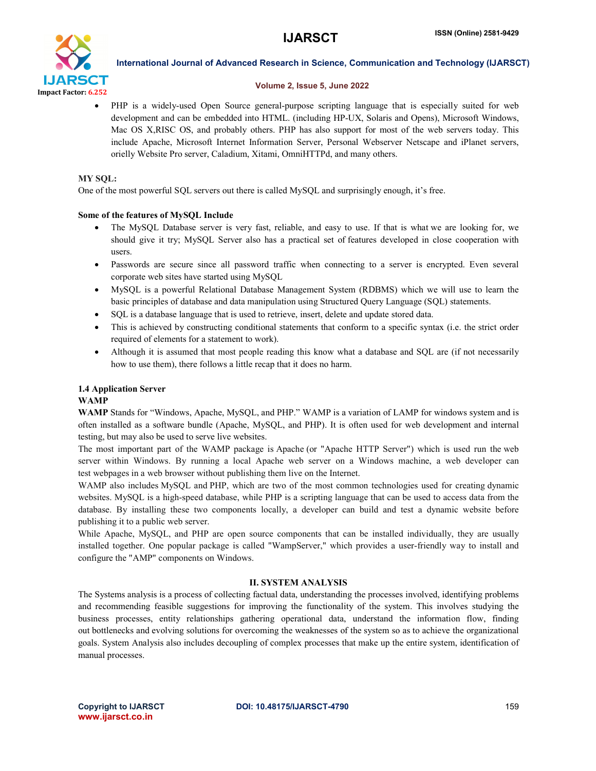- PHP is a widely-used Open Source general-purpose scripting language that is especially suited for web development and can be embedded into HTML. (including HP-UX, Solaris and Opens), Microsoft Windows, Mac OS X,RISC OS, and probably others. PHP has also support for most of the web servers today. This include Apache, Microsoft Internet Information Server, Personal Webserver Netscape and iPlanet servers, orielly Website Pro server, Caladium, Xitami, OmniHTTPd, and many others.

**MY SQL:**

One of the most powerful SQL servers out there is called MySQL and surprisingly enough, it's free.

**Some of the features of MySQL Include**

- The MySQL Database server is very fast, reliable, and easy to use. If that is what we are looking for, we should give it try; MySQL Server also has a practical set of features developed in close cooperation with users.
- Passwords are secure since all password traffic when connecting to a server is encrypted. Even several corporate web sites have started using MySQL
- MySQL is a powerful Relational Database Management System (RDBMS) which we will use to learn the basic principles of database and data manipulation using Structured Query Language (SQL) statements.
- SQL is a database language that is used to retrieve, insert, delete and update stored data.
- This is achieved by constructing conditional statements that conform to a specific syntax (i.e. the strict order required of elements for a statement to work).
- Although it is assumed that most people reading this know what a database and SQL are (if not necessarily how to use them), there follows a little recap that it does no harm.

### 1.4 Application Server

**WAMP**

**WAMP** Stands for "Windows, Apache, MySQL, and PHP." WAMP is a variation of LAMP for windows system and is often installed as a software bundle (Apache, MySQL, and PHP). It is often used for web development and internal testing, but may also be used to serve live websites.

The most important part of the WAMP package is Apache (or "Apache HTTP Server") which is used run the web server within Windows. By running a local Apache web server on a Windows machine, a web developer can test webpages in a web browser without publishing them live on the Internet.

WAMP also includes MySQL and PHP, which are two of the most common technologies used for creating dynamic websites. MySQL is a high-speed database, while PHP is a scripting language that can be used to access data from the database. By installing these two components locally, a developer can build and test a dynamic website before publishing it to a public web server.

While Apache, MySQL, and PHP are open source components that can be installed individually, they are usually installed together. One popular package is called "WampServer," which provides a user-friendly way to install and configure the "AMP" components on Windows.

## II. SYSTEM ANALYSIS

The Systems analysis is a process of collecting factual data, understanding the processes involved, identifying problems and recommending feasible suggestions for improving the functionality of the system. This involves studying the business processes, entity relationships gathering operational data, understand the information flow, finding out bottlenecks and evolving solutions for overcoming the weaknesses of the system so as to achieve the organizational goals. System Analysis also includes decoupling of complex processes that make up the entire system, identification of manual processes.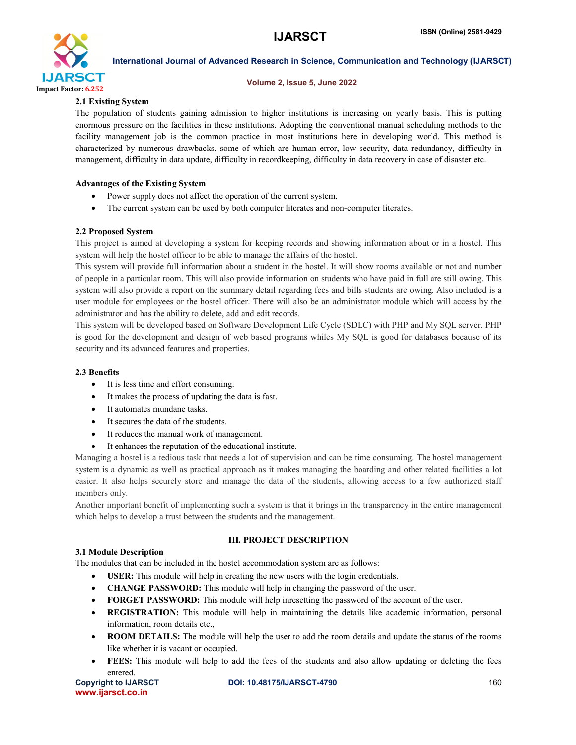### 2.1 Existing System

The population of students gaining admission to higher institutions is increasing on yearly basis. This is putting enormous pressure on the facilities in these institutions. Adopting the conventional manual scheduling methods to the facility management job is the common practice in most institutions here in developing world. This method is characterized by numerous drawbacks, some of which are human error, low security, data redundancy, difficulty in management, difficulty in data update, difficulty in recordkeeping, difficulty in data recovery in case of disaster etc.

**Advantages of the Existing System**

- Power supply does not affect the operation of the current system.
- The current system can be used by both computer literates and non-computer literates.

### 2.2 Proposed System

This project is aimed at developing a system for keeping records and showing information about or in a hostel. This system will help the hostel officer to be able to manage the affairs of the hostel.

This system will provide full information about a student in the hostel. It will show rooms available or not and number of people in a particular room. This will also provide information on students who have paid in full are still owing. This system will also provide a report on the summary detail regarding fees and bills students are owing. Also included is a user module for employees or the hostel officer. There will also be an administrator module which will access by the administrator and has the ability to delete, add and edit records.

This system will be developed based on Software Development Life Cycle (SDLC) with PHP and My SQL server. PHP is good for the development and design of web based programs whiles My SQL is good for databases because of its security and its advanced features and properties.

### 2.3 Benefits

- It is less time and effort consuming.
- It makes the process of updating the data is fast.
- It automates mundane tasks.
- It secures the data of the students.
- It reduces the manual work of management.
- It enhances the reputation of the educational institute.

Managing a hostel is a tedious task that needs a lot of supervision and can be time consuming. The hostel management system is a dynamic as well as practical approach as it makes managing the boarding and other related facilities a lot easier. It also helps securely store and manage the data of the students, allowing access to a few authorized staff members only.

Another important benefit of implementing such a system is that it brings in the transparency in the entire management which helps to develop a trust between the students and the management.

## III. PROJECT DESCRIPTION

### 3.1 Module Description

The modules that can be included in the hostel accommodation system are as follows:

- **USER:** This module will help in creating the new users with the login credentials.
- **CHANGE PASSWORD:** This module will help in changing the password of the user.
- **FORGET PASSWORD:** This module will help inresetting the password of the account of the user.
- **REGISTRATION:** This module will help in maintaining the details like academic information, personal information, room details etc.,
- **ROOM DETAILS:** The module will help the user to add the room details and update the status of the rooms like whether it is vacant or occupied.
- **FEES:** This module will help to add the fees of the students and also allow updating or deleting the fees entered.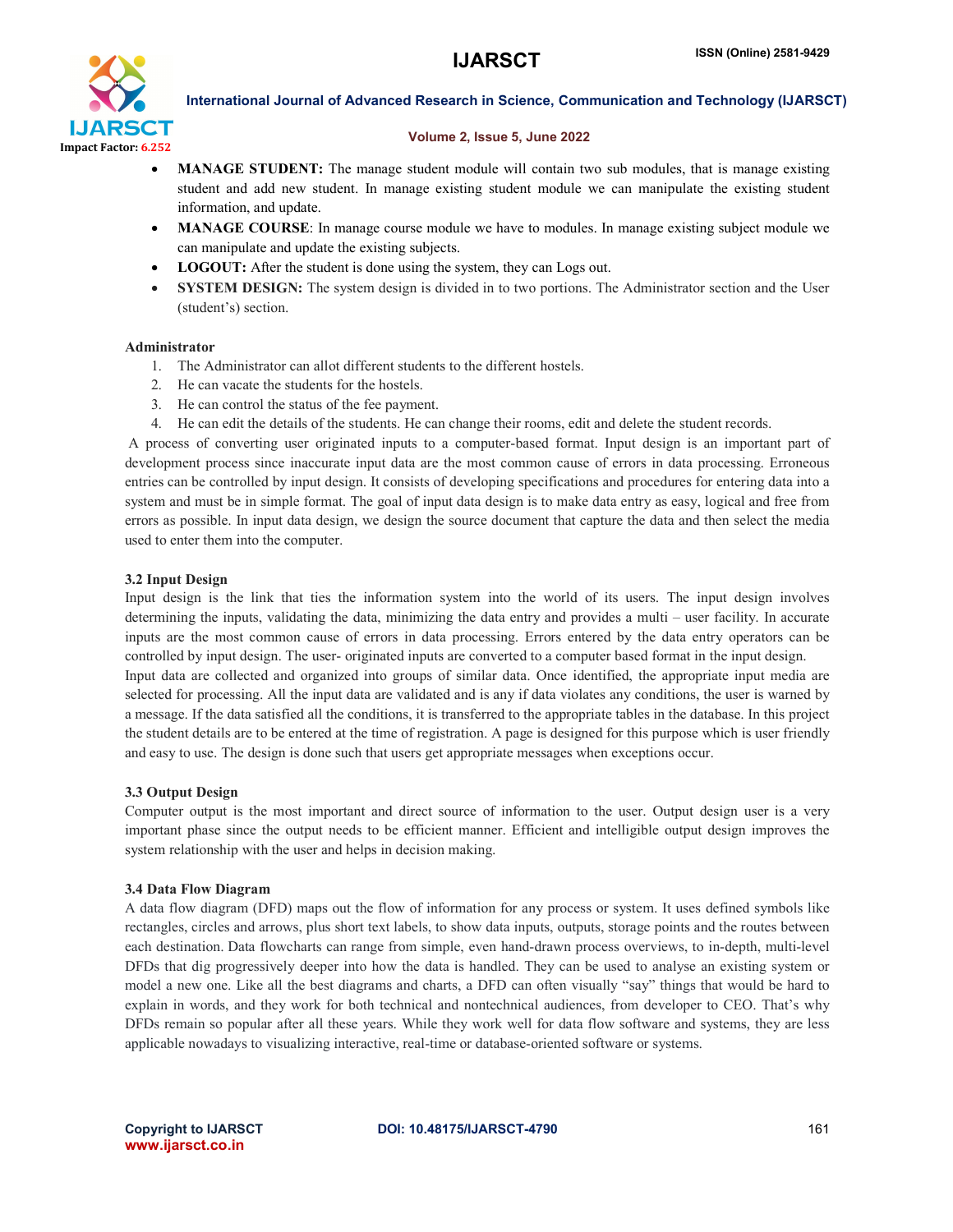- **MANAGE STUDENT:** The manage student module will contain two sub modules, that is manage existing student and add new student. In manage existing student module we can manipulate the existing student information, and update.
- **MANAGE COURSE**: In manage course module we have to modules. In manage existing subject module we can manipulate and update the existing subjects.
- **LOGOUT:** After the student is done using the system, they can Logs out.
- **SYSTEM DESIGN:** The system design is divided in to two portions. The Administrator section and the User (student's) section.

**Administrator**

1. The Administrator can allot different students to the different hostels.
2. He can vacate the students for the hostels.
3. He can control the status of the fee payment.
4. He can edit the details of the students. He can change their rooms, edit and delete the student records.

A process of converting user originated inputs to a computer-based format. Input design is an important part of development process since inaccurate input data are the most common cause of errors in data processing. Erroneous entries can be controlled by input design. It consists of developing specifications and procedures for entering data into a system and must be in simple format. The goal of input data design is to make data entry as easy, logical and free from errors as possible. In input data design, we design the source document that capture the data and then select the media used to enter them into the computer.

### 3.2 Input Design

Input design is the link that ties the information system into the world of its users. The input design involves determining the inputs, validating the data, minimizing the data entry and provides a multi – user facility. In accurate inputs are the most common cause of errors in data processing. Errors entered by the data entry operators can be controlled by input design. The user- originated inputs are converted to a computer based format in the input design.

Input data are collected and organized into groups of similar data. Once identified, the appropriate input media are selected for processing. All the input data are validated and is any if data violates any conditions, the user is warned by a message. If the data satisfied all the conditions, it is transferred to the appropriate tables in the database. In this project the student details are to be entered at the time of registration. A page is designed for this purpose which is user friendly and easy to use. The design is done such that users get appropriate messages when exceptions occur.

### 3.3 Output Design

Computer output is the most important and direct source of information to the user. Output design user is a very important phase since the output needs to be efficient manner. Efficient and intelligible output design improves the system relationship with the user and helps in decision making.

### 3.4 Data Flow Diagram

A data flow diagram (DFD) maps out the flow of information for any process or system. It uses defined symbols like rectangles, circles and arrows, plus short text labels, to show data inputs, outputs, storage points and the routes between each destination. Data flowcharts can range from simple, even hand-drawn process overviews, to in-depth, multi-level DFDs that dig progressively deeper into how the data is handled. They can be used to analyse an existing system or model a new one. Like all the best diagrams and charts, a DFD can often visually "say" things that would be hard to explain in words, and they work for both technical and nontechnical audiences, from developer to CEO. That's why DFDs remain so popular after all these years. While they work well for data flow software and systems, they are less applicable nowadays to visualizing interactive, real-time or database-oriented software or systems.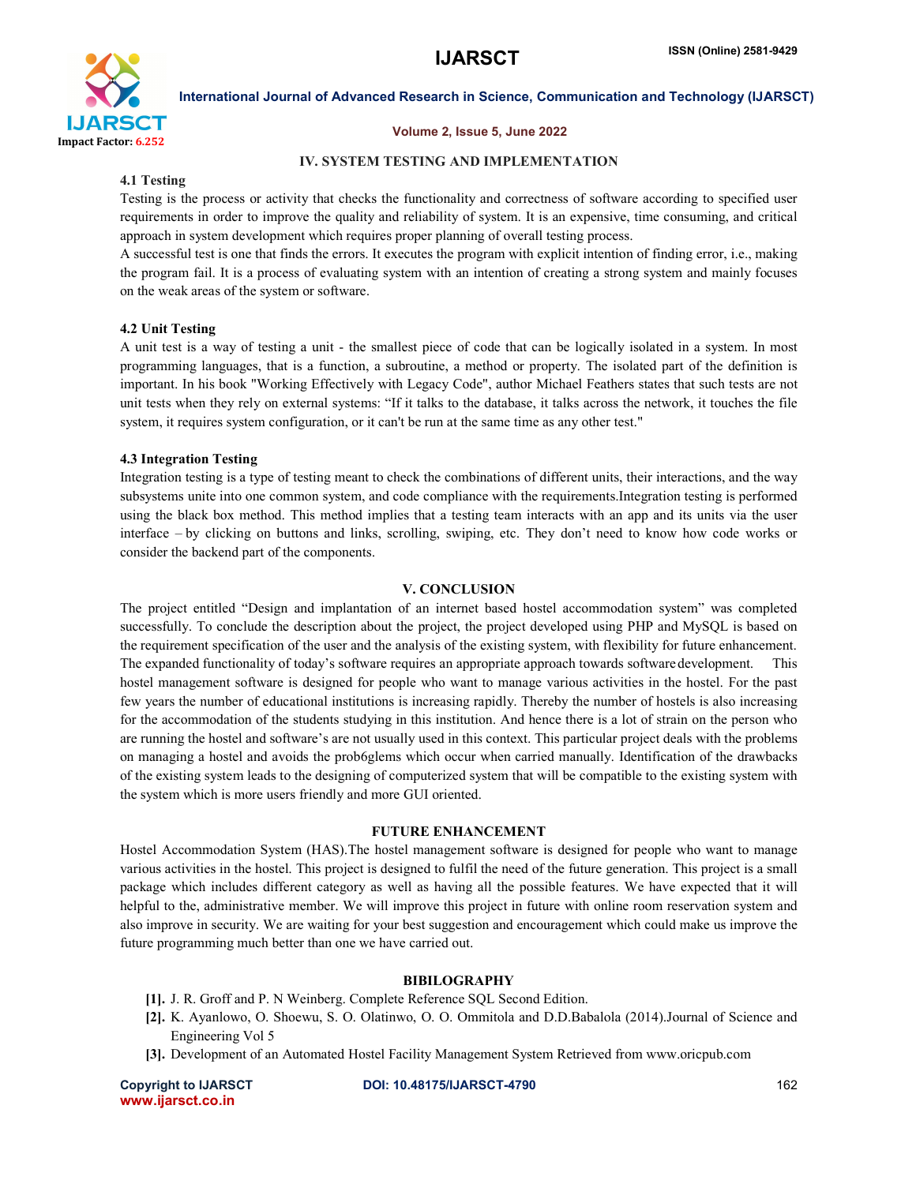## IV. SYSTEM TESTING AND IMPLEMENTATION

### 4.1 Testing

Testing is the process or activity that checks the functionality and correctness of software according to specified user requirements in order to improve the quality and reliability of system. It is an expensive, time consuming, and critical approach in system development which requires proper planning of overall testing process.

A successful test is one that finds the errors. It executes the program with explicit intention of finding error, i.e., making the program fail. It is a process of evaluating system with an intention of creating a strong system and mainly focuses on the weak areas of the system or software.

### 4.2 Unit Testing

A unit test is a way of testing a unit - the smallest piece of code that can be logically isolated in a system. In most programming languages, that is a function, a subroutine, a method or property. The isolated part of the definition is important. In his book "Working Effectively with Legacy Code", author Michael Feathers states that such tests are not unit tests when they rely on external systems: "If it talks to the database, it talks across the network, it touches the file system, it requires system configuration, or it can't be run at the same time as any other test."

### 4.3 Integration Testing

Integration testing is a type of testing meant to check the combinations of different units, their interactions, and the way subsystems unite into one common system, and code compliance with the requirements.Integration testing is performed using the black box method. This method implies that a testing team interacts with an app and its units via the user interface – by clicking on buttons and links, scrolling, swiping, etc. They don't need to know how code works or consider the backend part of the components.

## V. CONCLUSION

The project entitled "Design and implantation of an internet based hostel accommodation system" was completed successfully. To conclude the description about the project, the project developed using PHP and MySQL is based on the requirement specification of the user and the analysis of the existing system, with flexibility for future enhancement. The expanded functionality of today's software requires an appropriate approach towards software development. This hostel management software is designed for people who want to manage various activities in the hostel. For the past few years the number of educational institutions is increasing rapidly. Thereby the number of hostels is also increasing for the accommodation of the students studying in this institution. And hence there is a lot of strain on the person who are running the hostel and software's are not usually used in this context. This particular project deals with the problems on managing a hostel and avoids the prob6glems which occur when carried manually. Identification of the drawbacks of the existing system leads to the designing of computerized system that will be compatible to the existing system with the system which is more users friendly and more GUI oriented.

## FUTURE ENHANCEMENT

Hostel Accommodation System (HAS).The hostel management software is designed for people who want to manage various activities in the hostel. This project is designed to fulfil the need of the future generation. This project is a small package which includes different category as well as having all the possible features. We have expected that it will helpful to the, administrative member. We will improve this project in future with online room reservation system and also improve in security. We are waiting for your best suggestion and encouragement which could make us improve the future programming much better than one we have carried out.

## BIBILOGRAPHY

[1]. J. R. Groff and P. N Weinberg. Complete Reference SQL Second Edition.

[2]. K. Ayanlowo, O. Shoewu, S. O. Olatinwo, O. O. Ommitola and D.D.Babalola (2014).Journal of Science and Engineering Vol 5

[3]. Development of an Automated Hostel Facility Management System Retrieved from www.oricpub.com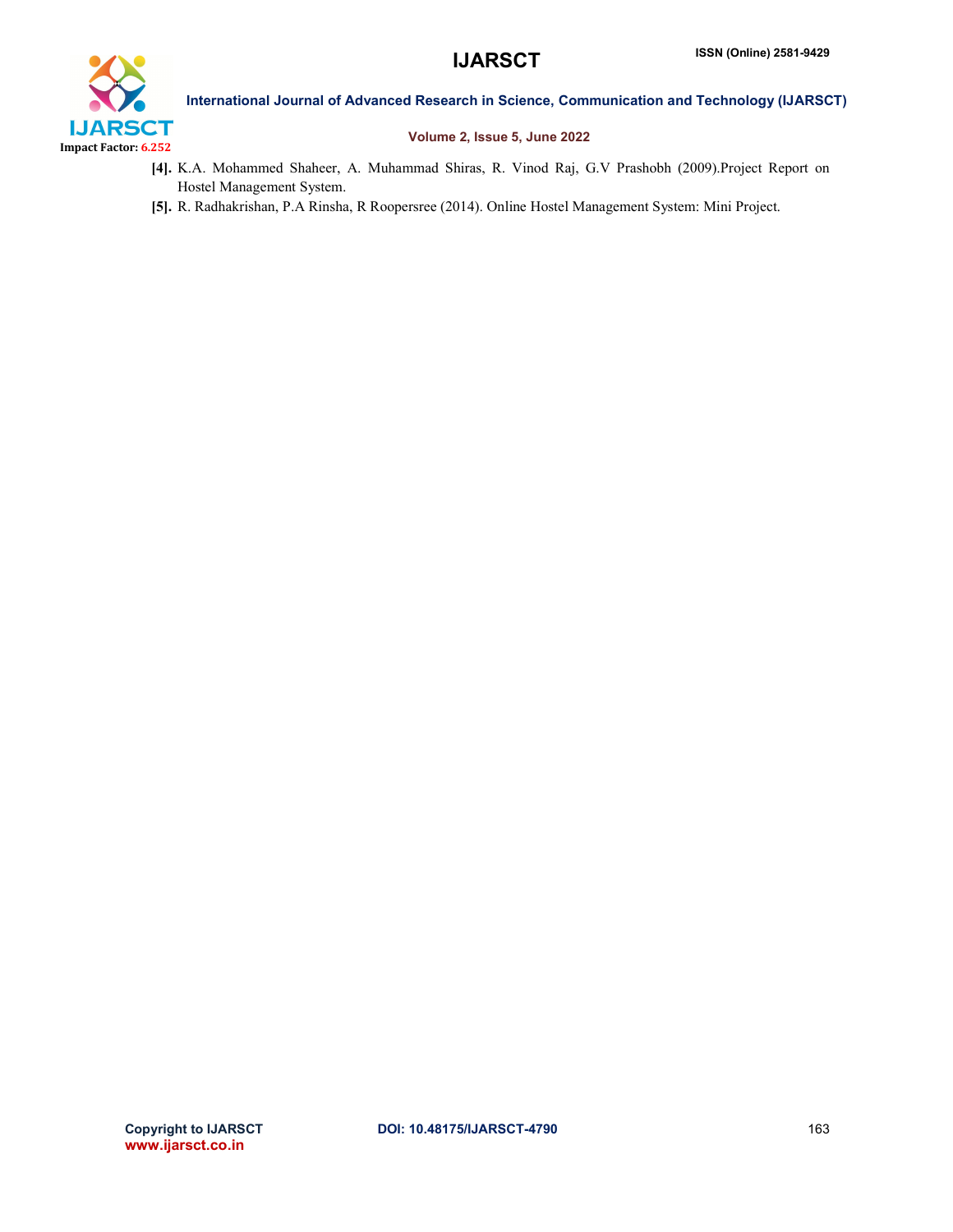[4]. K.A. Mohammed Shaheer, A. Muhammad Shiras, R. Vinod Raj, G.V Prashobh (2009).Project Report on Hostel Management System.

[5]. R. Radhakrishan, P.A Rinsha, R Roopersree (2014). Online Hostel Management System: Mini Project.